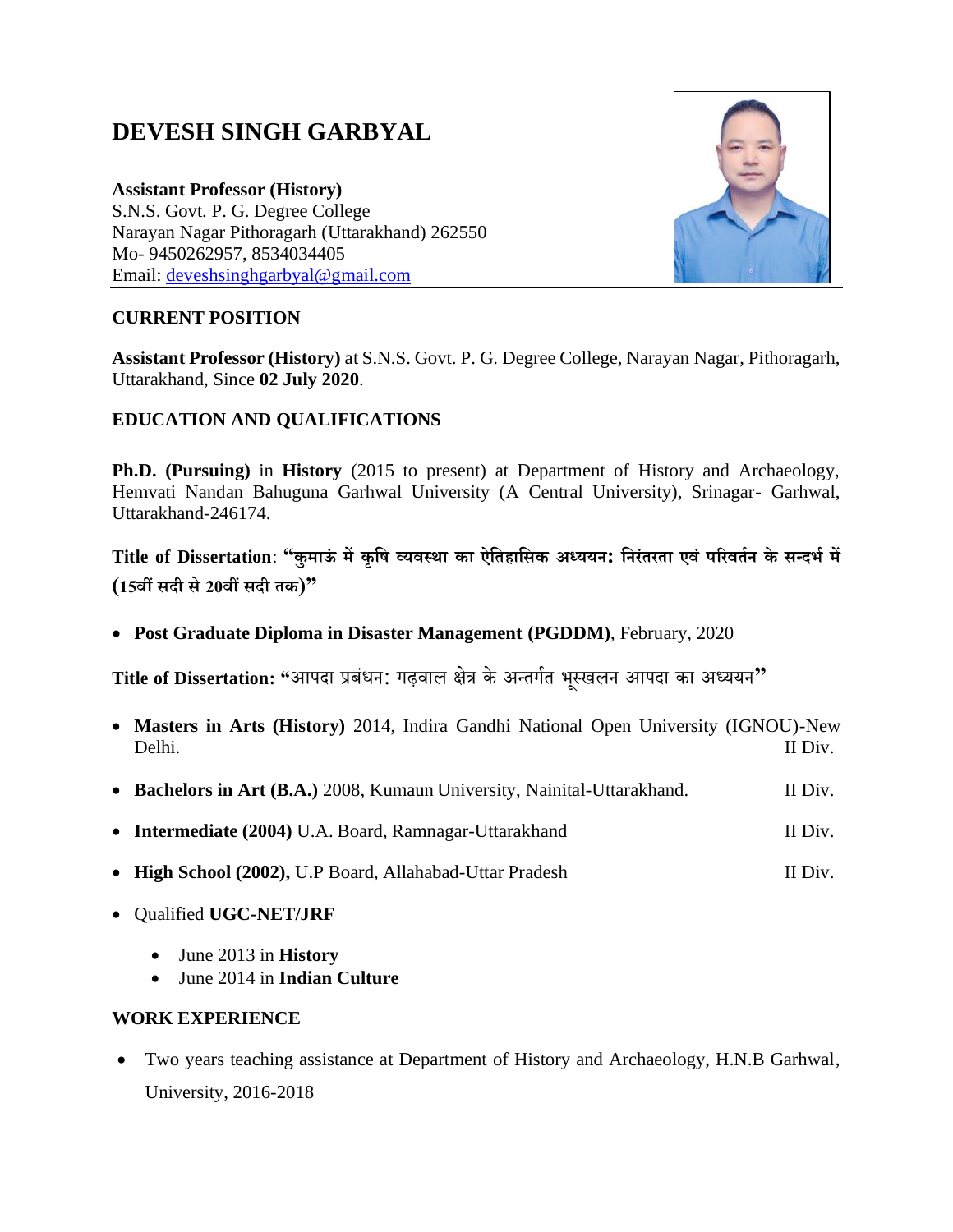# DEVESH SINGH GARBYAL

**Assistant Professor (History)**
S.N.S. Govt. P. G. Degree College
Narayan Nagar Pithoragarh (Uttarakhand) 262550
Mo- 9450262957, 8534034405
Email: deveshsinghgarbyal@gmail.com

## CURRENT POSITION

**Assistant Professor (History)** at S.N.S. Govt. P. G. Degree College, Narayan Nagar, Pithoragarh, Uttarakhand, Since **02 July 2020**.

## EDUCATION AND QUALIFICATIONS

**Ph.D. (Pursuing)** in **History** (2015 to present) at Department of History and Archaeology, Hemvati Nandan Bahuguna Garhwal University (A Central University), Srinagar- Garhwal, Uttarakhand-246174.

**Title of Dissertation**: **"कुमाऊं में कृषि व्यवस्था का ऐतिहासिक अध्ययन: निरंतरता एवं परिवर्तन के सन्दर्भ में (15वीं सदी से 20वीं सदी तक)"**

- **Post Graduate Diploma in Disaster Management (PGDDM)**, February, 2020

**Title of Dissertation: "**आपदा प्रबंधन: गढ़वाल क्षेत्र के अन्तर्गत भूस्खलन आपदा का अध्ययन**"**

- **Masters in Arts (History)** 2014, Indira Gandhi National Open University (IGNOU)-New Delhi. II Div.
- **Bachelors in Art (B.A.)** 2008, Kumaun University, Nainital-Uttarakhand. II Div.
- **Intermediate (2004)** U.A. Board, Ramnagar-Uttarakhand II Div.
- **High School (2002),** U.P Board, Allahabad-Uttar Pradesh II Div.
- Qualified **UGC-NET/JRF**
  - June 2013 in **History**
  - June 2014 in **Indian Culture**

## WORK EXPERIENCE

- Two years teaching assistance at Department of History and Archaeology, H.N.B Garhwal, University, 2016-2018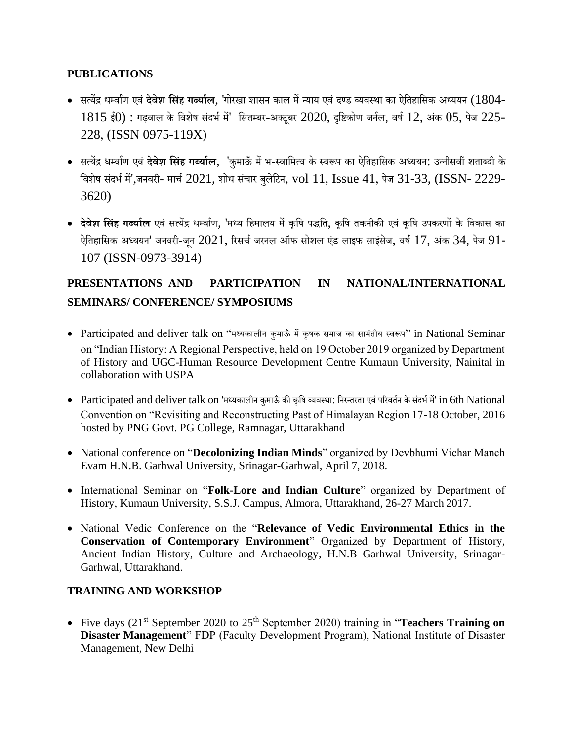## PUBLICATIONS

- सत्येंद्र धर्म्वाण एवं **देवेश सिंह गर्ब्याल**, 'गोरखा शासन काल में न्याय एवं दण्ड व्यवस्था का ऐतिहासिक अध्ययन (1804-1815 ई0) : गढ़वाल के विशेष संदर्भ में' सितम्बर-अक्टूबर 2020, दृष्टिकोण जर्नल, वर्ष 12, अंक 05, पेज 225-228, (ISSN 0975-119X)

- सत्येंद्र धर्म्वाण एवं **देवेश सिंह गर्ब्याल**, 'कुमाऊँ में भ-स्वामित्व के स्वरूप का ऐतिहासिक अध्ययन: उन्नीसवीं शताब्दी के विशेष संदर्भ में',जनवरी- मार्च 2021, शोध संचार बुलेटिन, vol 11, Issue 41, पेज 31-33, (ISSN- 2229-3620)

- **देवेश सिंह गर्ब्याल** एवं सत्येंद्र धर्म्वाण, 'मध्य हिमालय में कृषि पद्धति, कृषि तकनीकी एवं कृषि उपकरणों के विकास का ऐतिहासिक अध्ययन' जनवरी-जून 2021, रिसर्च जरनल ऑफ सोशल एंड लाइफ साइंसेज, वर्ष 17, अंक 34, पेज 91-107 (ISSN-0973-3914)

## PRESENTATIONS AND PARTICIPATION IN NATIONAL/INTERNATIONAL SEMINARS/ CONFERENCE/ SYMPOSIUMS

- Participated and deliver talk on "मध्यकालीन कुमाऊँ में कृषक समाज का सामंतीय स्वरूप" in National Seminar on "Indian History: A Regional Perspective, held on 19 October 2019 organized by Department of History and UGC-Human Resource Development Centre Kumaun University, Nainital in collaboration with USPA

- Participated and deliver talk on 'मध्यकालीन कुमाऊँ की कृषि व्यवस्था: निरन्तरता एवं परिवर्तन के संदर्भ में' in 6th National Convention on "Revisiting and Reconstructing Past of Himalayan Region 17-18 October, 2016 hosted by PNG Govt. PG College, Ramnagar, Uttarakhand

- National conference on "**Decolonizing Indian Minds**" organized by Devbhumi Vichar Manch Evam H.N.B. Garhwal University, Srinagar-Garhwal, April 7, 2018.

- International Seminar on "**Folk-Lore and Indian Culture**" organized by Department of History, Kumaun University, S.S.J. Campus, Almora, Uttarakhand, 26-27 March 2017.

- National Vedic Conference on the "**Relevance of Vedic Environmental Ethics in the Conservation of Contemporary Environment**" Organized by Department of History, Ancient Indian History, Culture and Archaeology, H.N.B Garhwal University, Srinagar-Garhwal, Uttarakhand.

## TRAINING AND WORKSHOP

- Five days (21st September 2020 to 25th September 2020) training in "**Teachers Training on Disaster Management**" FDP (Faculty Development Program), National Institute of Disaster Management, New Delhi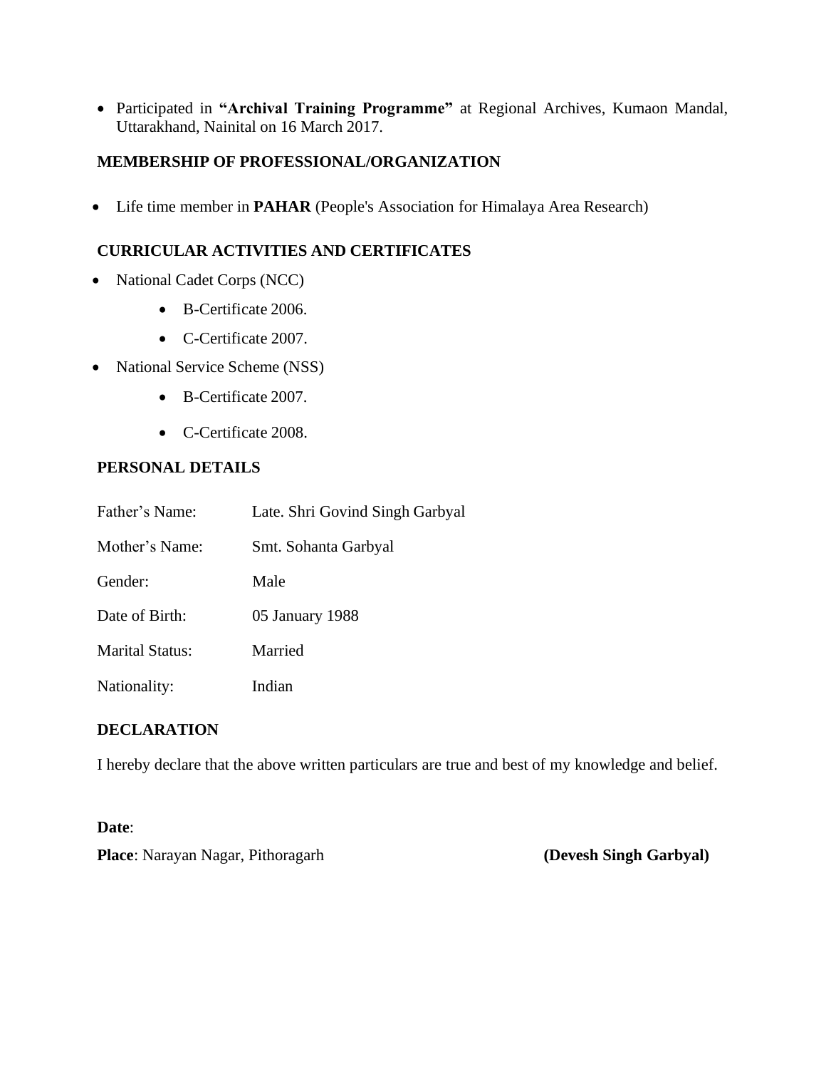- Participated in **"Archival Training Programme"** at Regional Archives, Kumaon Mandal, Uttarakhand, Nainital on 16 March 2017.

## MEMBERSHIP OF PROFESSIONAL/ORGANIZATION

- Life time member in **PAHAR** (People's Association for Himalaya Area Research)

## CURRICULAR ACTIVITIES AND CERTIFICATES

- National Cadet Corps (NCC)
  - B-Certificate 2006.
  - C-Certificate 2007.
- National Service Scheme (NSS)
  - B-Certificate 2007.
  - C-Certificate 2008.

## PERSONAL DETAILS

| | |
|---|---|
| Father's Name: | Late. Shri Govind Singh Garbyal |
| Mother's Name: | Smt. Sohanta Garbyal |
| Gender: | Male |
| Date of Birth: | 05 January 1988 |
| Marital Status: | Married |
| Nationality: | Indian |

## DECLARATION

I hereby declare that the above written particulars are true and best of my knowledge and belief.

**Date**:

**Place**: Narayan Nagar, Pithoragarh **(Devesh Singh Garbyal)**